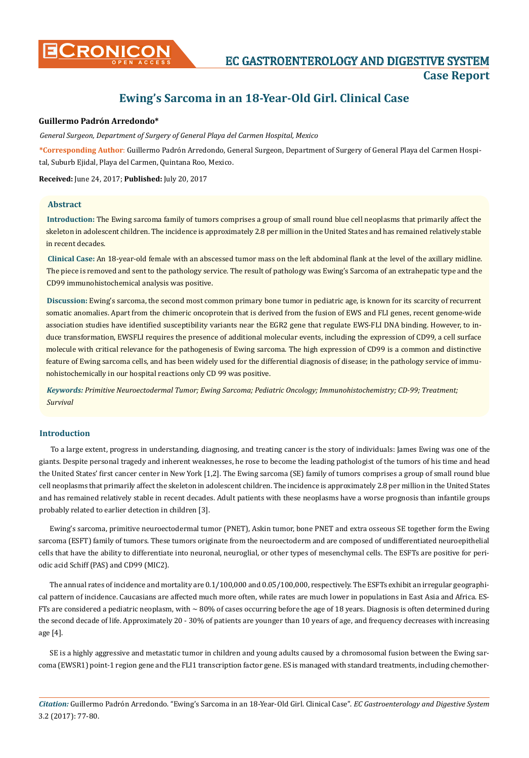# Ewing's Sarcoma in an 18-Year-Old Girl. Clinical Case

**Guillermo Padrón Arredondo***

*General Surgeon, Department of Surgery of General Playa del Carmen Hospital, Mexico*

**\*Corresponding Author**: Guillermo Padrón Arredondo, General Surgeon, Department of Surgery of General Playa del Carmen Hospital, Suburb Ejidal, Playa del Carmen, Quintana Roo, Mexico.

**Received:** June 24, 2017; **Published:** July 20, 2017

## Abstract

**Introduction:** The Ewing sarcoma family of tumors comprises a group of small round blue cell neoplasms that primarily affect the skeleton in adolescent children. The incidence is approximately 2.8 per million in the United States and has remained relatively stable in recent decades.

**Clinical Case:** An 18-year-old female with an abscessed tumor mass on the left abdominal flank at the level of the axillary midline. The piece is removed and sent to the pathology service. The result of pathology was Ewing's Sarcoma of an extrahepatic type and the CD99 immunohistochemical analysis was positive.

**Discussion:** Ewing's sarcoma, the second most common primary bone tumor in pediatric age, is known for its scarcity of recurrent somatic anomalies. Apart from the chimeric oncoprotein that is derived from the fusion of EWS and FLI genes, recent genome-wide association studies have identified susceptibility variants near the EGR2 gene that regulate EWS-FLI DNA binding. However, to induce transformation, EWSFLI requires the presence of additional molecular events, including the expression of CD99, a cell surface molecule with critical relevance for the pathogenesis of Ewing sarcoma. The high expression of CD99 is a common and distinctive feature of Ewing sarcoma cells, and has been widely used for the differential diagnosis of disease; in the pathology service of immunohistochemically in our hospital reactions only CD 99 was positive.

***Keywords:*** *Primitive Neuroectodermal Tumor; Ewing Sarcoma; Pediatric Oncology; Immunohistochemistry; CD-99; Treatment; Survival*

## Introduction

To a large extent, progress in understanding, diagnosing, and treating cancer is the story of individuals: James Ewing was one of the giants. Despite personal tragedy and inherent weaknesses, he rose to become the leading pathologist of the tumors of his time and head the United States' first cancer center in New York [1,2]. The Ewing sarcoma (SE) family of tumors comprises a group of small round blue cell neoplasms that primarily affect the skeleton in adolescent children. The incidence is approximately 2.8 per million in the United States and has remained relatively stable in recent decades. Adult patients with these neoplasms have a worse prognosis than infantile groups probably related to earlier detection in children [3].

Ewing's sarcoma, primitive neuroectodermal tumor (PNET), Askin tumor, bone PNET and extra osseous SE together form the Ewing sarcoma (ESFT) family of tumors. These tumors originate from the neuroectoderm and are composed of undifferentiated neuroepithelial cells that have the ability to differentiate into neuronal, neuroglial, or other types of mesenchymal cells. The ESFTs are positive for periodic acid Schiff (PAS) and CD99 (MIC2).

The annual rates of incidence and mortality are 0.1/100,000 and 0.05/100,000, respectively. The ESFTs exhibit an irregular geographical pattern of incidence. Caucasians are affected much more often, while rates are much lower in populations in East Asia and Africa. ESFTs are considered a pediatric neoplasm, with ~ 80% of cases occurring before the age of 18 years. Diagnosis is often determined during the second decade of life. Approximately 20 - 30% of patients are younger than 10 years of age, and frequency decreases with increasing age [4].

SE is a highly aggressive and metastatic tumor in children and young adults caused by a chromosomal fusion between the Ewing sarcoma (EWSR1) point-1 region gene and the FLI1 transcription factor gene. ES is managed with standard treatments, including chemother-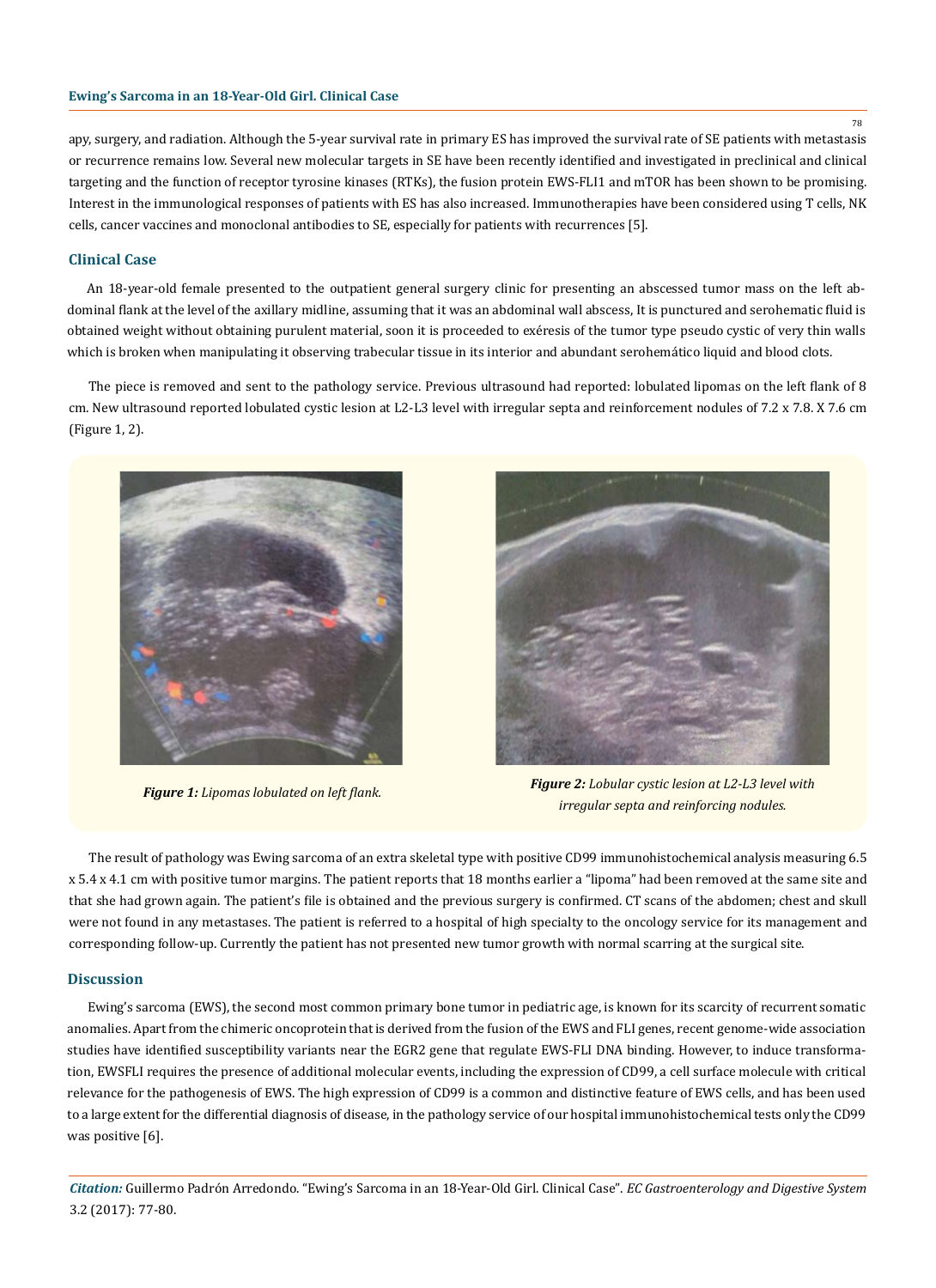apy, surgery, and radiation. Although the 5-year survival rate in primary ES has improved the survival rate of SE patients with metastasis or recurrence remains low. Several new molecular targets in SE have been recently identified and investigated in preclinical and clinical targeting and the function of receptor tyrosine kinases (RTKs), the fusion protein EWS-FLI1 and mTOR has been shown to be promising. Interest in the immunological responses of patients with ES has also increased. Immunotherapies have been considered using T cells, NK cells, cancer vaccines and monoclonal antibodies to SE, especially for patients with recurrences [5].

## Clinical Case

An 18-year-old female presented to the outpatient general surgery clinic for presenting an abscessed tumor mass on the left abdominal flank at the level of the axillary midline, assuming that it was an abdominal wall abscess, It is punctured and serohematic fluid is obtained weight without obtaining purulent material, soon it is proceeded to exéresis of the tumor type pseudo cystic of very thin walls which is broken when manipulating it observing trabecular tissue in its interior and abundant serohemático liquid and blood clots.

The piece is removed and sent to the pathology service. Previous ultrasound had reported: lobulated lipomas on the left flank of 8 cm. New ultrasound reported lobulated cystic lesion at L2-L3 level with irregular septa and reinforcement nodules of 7.2 x 7.8. X 7.6 cm (Figure 1, 2).

***Figure 1:*** *Lipomas lobulated on left flank.*

***Figure 2:*** *Lobular cystic lesion at L2-L3 level with irregular septa and reinforcing nodules.*

The result of pathology was Ewing sarcoma of an extra skeletal type with positive CD99 immunohistochemical analysis measuring 6.5 x 5.4 x 4.1 cm with positive tumor margins. The patient reports that 18 months earlier a "lipoma" had been removed at the same site and that she had grown again. The patient's file is obtained and the previous surgery is confirmed. CT scans of the abdomen; chest and skull were not found in any metastases. The patient is referred to a hospital of high specialty to the oncology service for its management and corresponding follow-up. Currently the patient has not presented new tumor growth with normal scarring at the surgical site.

## Discussion

Ewing's sarcoma (EWS), the second most common primary bone tumor in pediatric age, is known for its scarcity of recurrent somatic anomalies. Apart from the chimeric oncoprotein that is derived from the fusion of the EWS and FLI genes, recent genome-wide association studies have identified susceptibility variants near the EGR2 gene that regulate EWS-FLI DNA binding. However, to induce transformation, EWSFLI requires the presence of additional molecular events, including the expression of CD99, a cell surface molecule with critical relevance for the pathogenesis of EWS. The high expression of CD99 is a common and distinctive feature of EWS cells, and has been used to a large extent for the differential diagnosis of disease, in the pathology service of our hospital immunohistochemical tests only the CD99 was positive [6].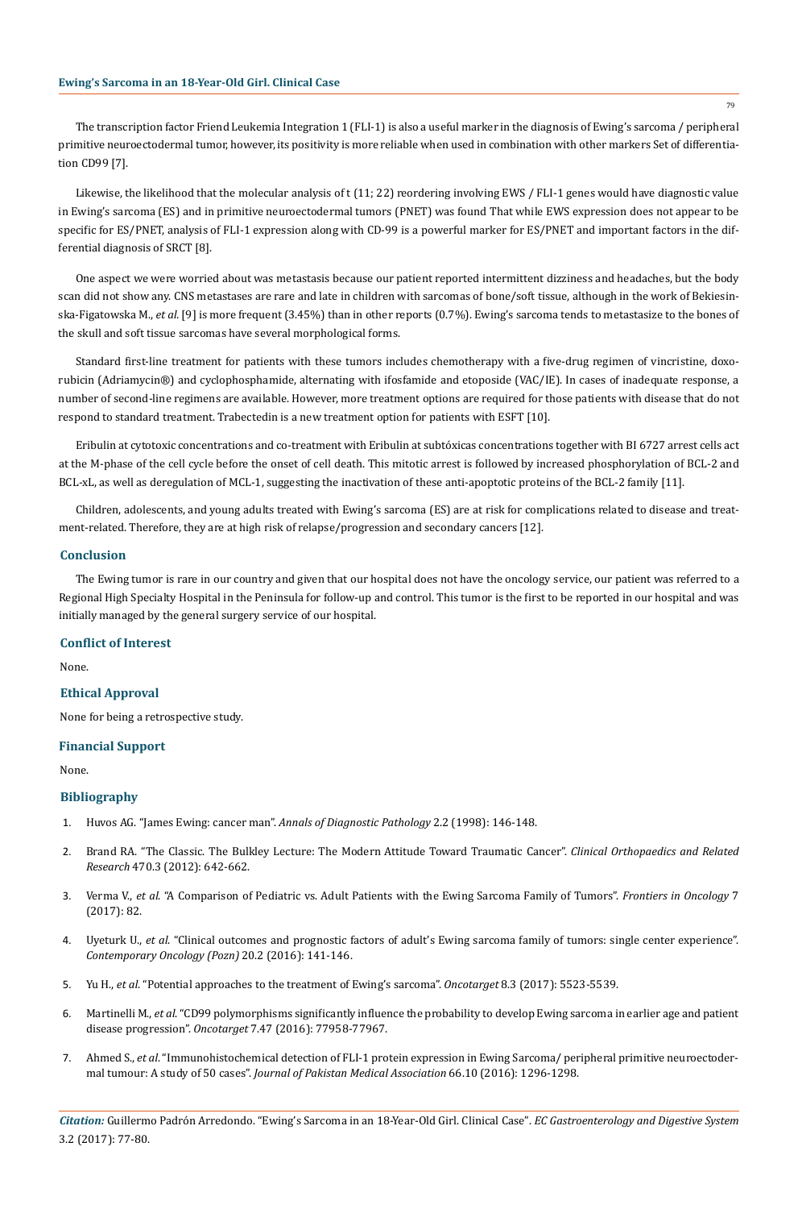The transcription factor Friend Leukemia Integration 1 (FLI-1) is also a useful marker in the diagnosis of Ewing's sarcoma / peripheral primitive neuroectodermal tumor, however, its positivity is more reliable when used in combination with other markers Set of differentiation CD99 [7].

Likewise, the likelihood that the molecular analysis of t (11; 22) reordering involving EWS / FLI-1 genes would have diagnostic value in Ewing's sarcoma (ES) and in primitive neuroectodermal tumors (PNET) was found That while EWS expression does not appear to be specific for ES/PNET, analysis of FLI-1 expression along with CD-99 is a powerful marker for ES/PNET and important factors in the differential diagnosis of SRCT [8].

One aspect we were worried about was metastasis because our patient reported intermittent dizziness and headaches, but the body scan did not show any. CNS metastases are rare and late in children with sarcomas of bone/soft tissue, although in the work of Bekiesinska-Figatowska M., *et al.* [9] is more frequent (3.45%) than in other reports (0.7%). Ewing's sarcoma tends to metastasize to the bones of the skull and soft tissue sarcomas have several morphological forms.

Standard first-line treatment for patients with these tumors includes chemotherapy with a five-drug regimen of vincristine, doxorubicin (Adriamycin®) and cyclophosphamide, alternating with ifosfamide and etoposide (VAC/IE). In cases of inadequate response, a number of second-line regimens are available. However, more treatment options are required for those patients with disease that do not respond to standard treatment. Trabectedin is a new treatment option for patients with ESFT [10].

Eribulin at cytotoxic concentrations and co-treatment with Eribulin at subtóxicas concentrations together with BI 6727 arrest cells act at the M-phase of the cell cycle before the onset of cell death. This mitotic arrest is followed by increased phosphorylation of BCL-2 and BCL-xL, as well as deregulation of MCL-1, suggesting the inactivation of these anti-apoptotic proteins of the BCL-2 family [11].

Children, adolescents, and young adults treated with Ewing's sarcoma (ES) are at risk for complications related to disease and treatment-related. Therefore, they are at high risk of relapse/progression and secondary cancers [12].

## Conclusion

The Ewing tumor is rare in our country and given that our hospital does not have the oncology service, our patient was referred to a Regional High Specialty Hospital in the Peninsula for follow-up and control. This tumor is the first to be reported in our hospital and was initially managed by the general surgery service of our hospital.

## Conflict of Interest

None.

## Ethical Approval

None for being a retrospective study.

## Financial Support

None.

## Bibliography

1. Huvos AG. "James Ewing: cancer man". *Annals of Diagnostic Pathology* 2.2 (1998): 146-148.
2. Brand RA. "The Classic. The Bulkley Lecture: The Modern Attitude Toward Traumatic Cancer". *Clinical Orthopaedics and Related Research* 470.3 (2012): 642-662.
3. Verma V., *et al.* "A Comparison of Pediatric vs. Adult Patients with the Ewing Sarcoma Family of Tumors". *Frontiers in Oncology* 7 (2017): 82.
4. Uyeturk U., *et al.* "Clinical outcomes and prognostic factors of adult's Ewing sarcoma family of tumors: single center experience". *Contemporary Oncology (Pozn)* 20.2 (2016): 141-146.
5. Yu H., *et al.* "Potential approaches to the treatment of Ewing's sarcoma". *Oncotarget* 8.3 (2017): 5523-5539.
6. Martinelli M., *et al.* "CD99 polymorphisms significantly influence the probability to develop Ewing sarcoma in earlier age and patient disease progression". *Oncotarget* 7.47 (2016): 77958-77967.
7. Ahmed S., *et al.* "Immunohistochemical detection of FLI-1 protein expression in Ewing Sarcoma/ peripheral primitive neuroectodermal tumour: A study of 50 cases". *Journal of Pakistan Medical Association* 66.10 (2016): 1296-1298.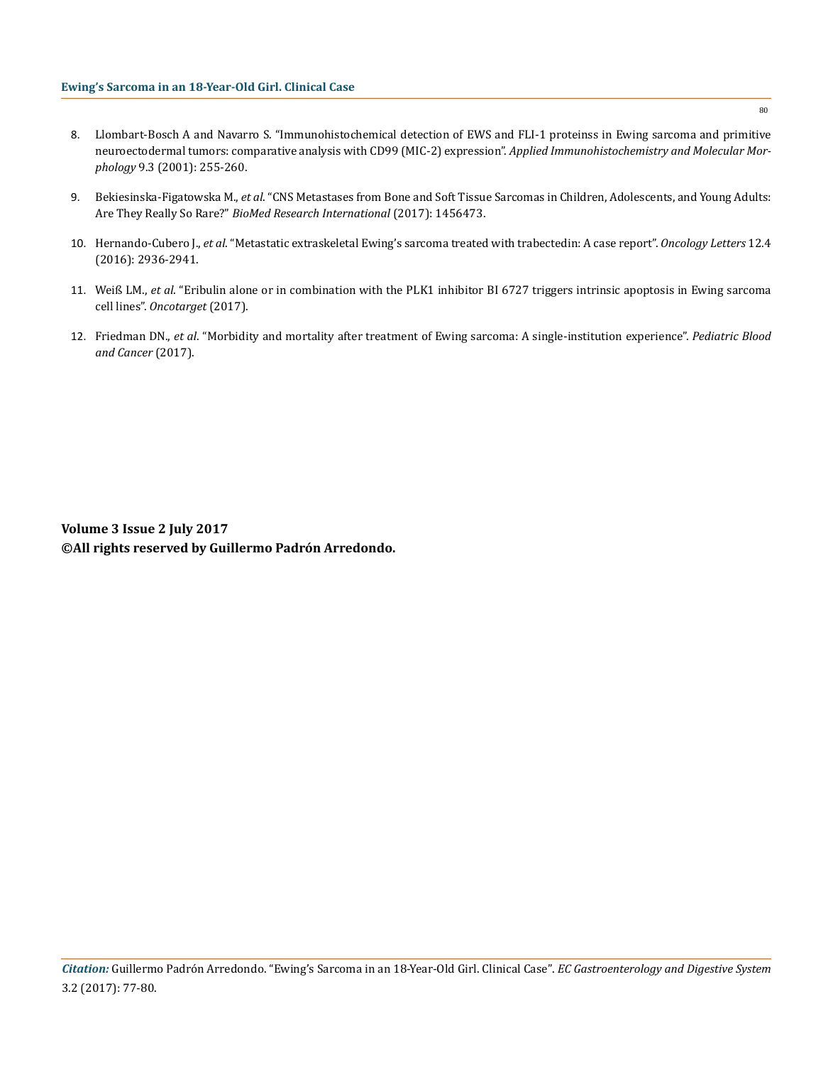8. Llombart-Bosch A and Navarro S. "Immunohistochemical detection of EWS and FLI-1 proteinss in Ewing sarcoma and primitive neuroectodermal tumors: comparative analysis with CD99 (MIC-2) expression". *Applied Immunohistochemistry and Molecular Morphology* 9.3 (2001): 255-260.

9. Bekiesinska-Figatowska M., *et al*. "CNS Metastases from Bone and Soft Tissue Sarcomas in Children, Adolescents, and Young Adults: Are They Really So Rare?" *BioMed Research International* (2017): 1456473.

10. Hernando-Cubero J., *et al*. "Metastatic extraskeletal Ewing's sarcoma treated with trabectedin: A case report". *Oncology Letters* 12.4 (2016): 2936-2941.

11. Weiß LM., *et al*. "Eribulin alone or in combination with the PLK1 inhibitor BI 6727 triggers intrinsic apoptosis in Ewing sarcoma cell lines". *Oncotarget* (2017).

12. Friedman DN., *et al*. "Morbidity and mortality after treatment of Ewing sarcoma: A single-institution experience". *Pediatric Blood and Cancer* (2017).

**Volume 3 Issue 2 July 2017**
**©All rights reserved by Guillermo Padrón Arredondo.**